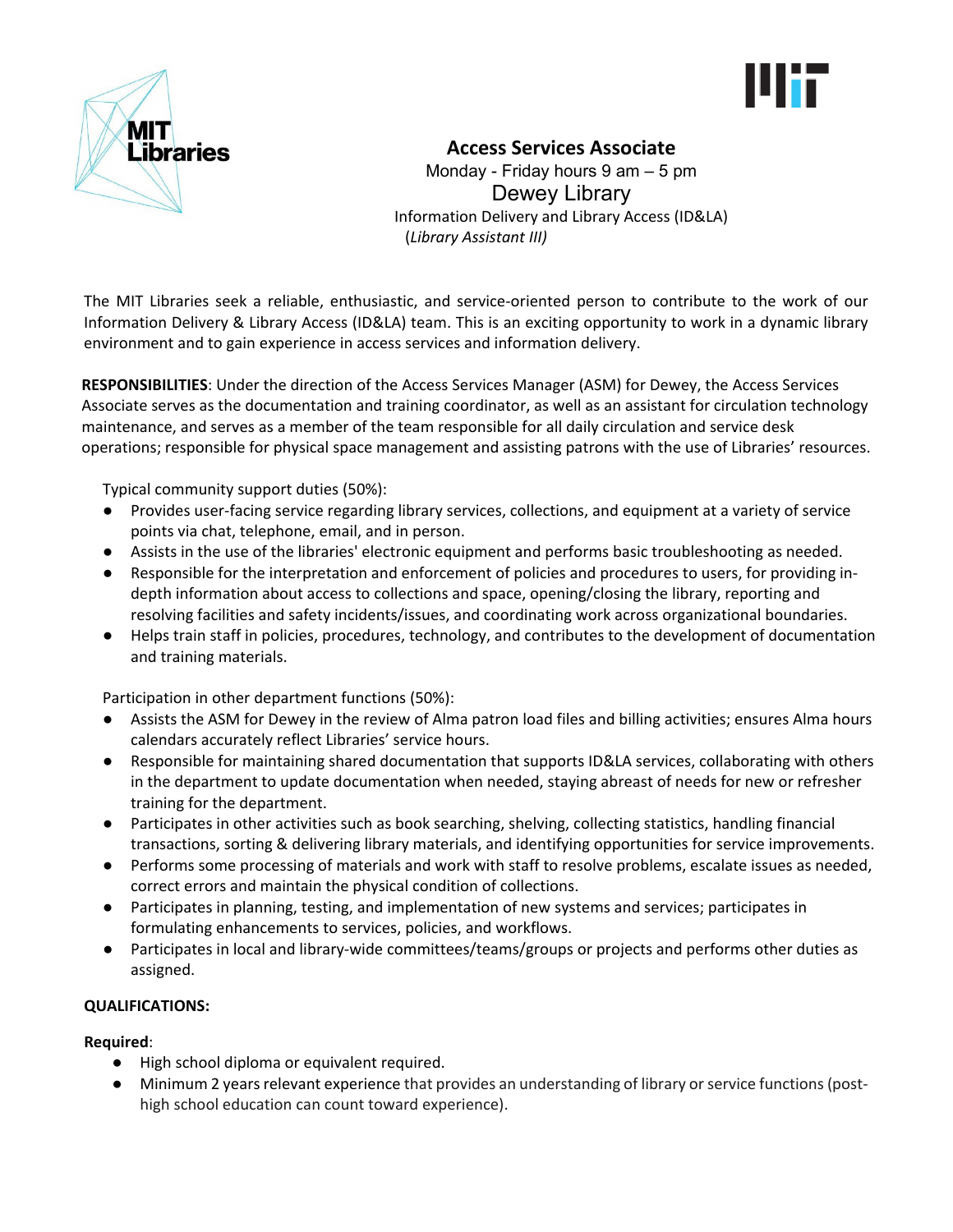# Access Services Associate

Monday - Friday hours 9 am – 5 pm

## Dewey Library

Information Delivery and Library Access (ID&LA)

(*Library Assistant III)*

The MIT Libraries seek a reliable, enthusiastic, and service-oriented person to contribute to the work of our Information Delivery & Library Access (ID&LA) team. This is an exciting opportunity to work in a dynamic library environment and to gain experience in access services and information delivery.

**RESPONSIBILITIES**: Under the direction of the Access Services Manager (ASM) for Dewey, the Access Services Associate serves as the documentation and training coordinator, as well as an assistant for circulation technology maintenance, and serves as a member of the team responsible for all daily circulation and service desk operations; responsible for physical space management and assisting patrons with the use of Libraries' resources.

Typical community support duties (50%):

- Provides user-facing service regarding library services, collections, and equipment at a variety of service points via chat, telephone, email, and in person.
- Assists in the use of the libraries' electronic equipment and performs basic troubleshooting as needed.
- Responsible for the interpretation and enforcement of policies and procedures to users, for providing in-depth information about access to collections and space, opening/closing the library, reporting and resolving facilities and safety incidents/issues, and coordinating work across organizational boundaries.
- Helps train staff in policies, procedures, technology, and contributes to the development of documentation and training materials.

Participation in other department functions (50%):

- Assists the ASM for Dewey in the review of Alma patron load files and billing activities; ensures Alma hours calendars accurately reflect Libraries' service hours.
- Responsible for maintaining shared documentation that supports ID&LA services, collaborating with others in the department to update documentation when needed, staying abreast of needs for new or refresher training for the department.
- Participates in other activities such as book searching, shelving, collecting statistics, handling financial transactions, sorting & delivering library materials, and identifying opportunities for service improvements.
- Performs some processing of materials and work with staff to resolve problems, escalate issues as needed, correct errors and maintain the physical condition of collections.
- Participates in planning, testing, and implementation of new systems and services; participates in formulating enhancements to services, policies, and workflows.
- Participates in local and library-wide committees/teams/groups or projects and performs other duties as assigned.

**QUALIFICATIONS:**

**Required**:

- High school diploma or equivalent required.
- Minimum 2 years relevant experience that provides an understanding of library or service functions (post-high school education can count toward experience).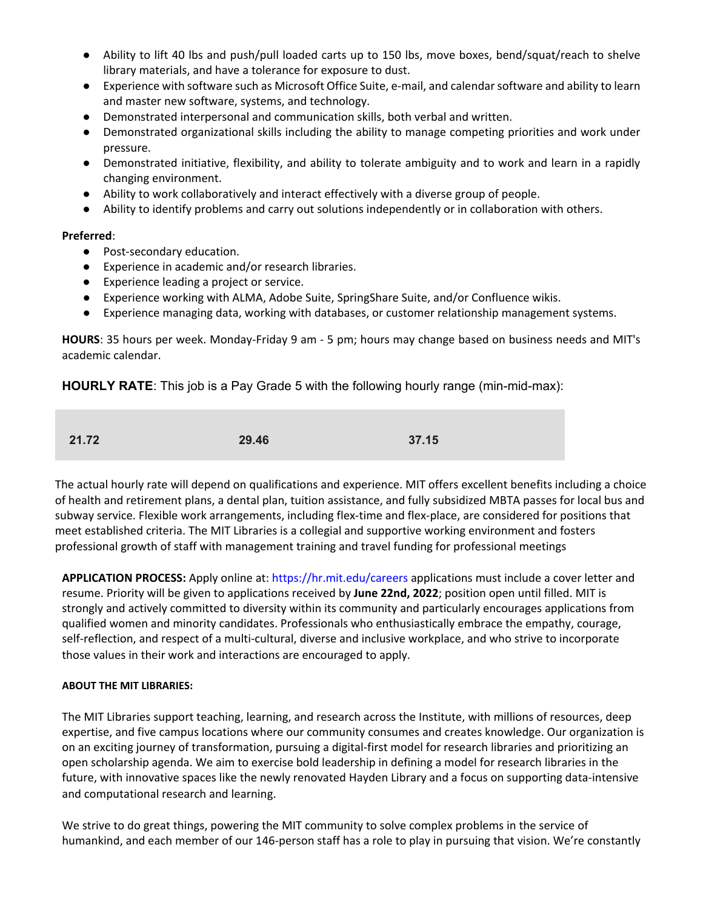- Ability to lift 40 lbs and push/pull loaded carts up to 150 lbs, move boxes, bend/squat/reach to shelve library materials, and have a tolerance for exposure to dust.
- Experience with software such as Microsoft Office Suite, e-mail, and calendar software and ability to learn and master new software, systems, and technology.
- Demonstrated interpersonal and communication skills, both verbal and written.
- Demonstrated organizational skills including the ability to manage competing priorities and work under pressure.
- Demonstrated initiative, flexibility, and ability to tolerate ambiguity and to work and learn in a rapidly changing environment.
- Ability to work collaboratively and interact effectively with a diverse group of people.
- Ability to identify problems and carry out solutions independently or in collaboration with others.

**Preferred**:

- Post-secondary education.
- Experience in academic and/or research libraries.
- Experience leading a project or service.
- Experience working with ALMA, Adobe Suite, SpringShare Suite, and/or Confluence wikis.
- Experience managing data, working with databases, or customer relationship management systems.

**HOURS**: 35 hours per week. Monday-Friday 9 am - 5 pm; hours may change based on business needs and MIT's academic calendar.

**HOURLY RATE**: This job is a Pay Grade 5 with the following hourly range (min-mid-max):

| 21.72 | 29.46 | 37.15 |
|---|---|---|

The actual hourly rate will depend on qualifications and experience. MIT offers excellent benefits including a choice of health and retirement plans, a dental plan, tuition assistance, and fully subsidized MBTA passes for local bus and subway service. Flexible work arrangements, including flex-time and flex-place, are considered for positions that meet established criteria. The MIT Libraries is a collegial and supportive working environment and fosters professional growth of staff with management training and travel funding for professional meetings

**APPLICATION PROCESS:** Apply online at: https://hr.mit.edu/careers applications must include a cover letter and resume. Priority will be given to applications received by **June 22nd, 2022**; position open until filled. MIT is strongly and actively committed to diversity within its community and particularly encourages applications from qualified women and minority candidates. Professionals who enthusiastically embrace the empathy, courage, self-reflection, and respect of a multi-cultural, diverse and inclusive workplace, and who strive to incorporate those values in their work and interactions are encouraged to apply.

**ABOUT THE MIT LIBRARIES:**

The MIT Libraries support teaching, learning, and research across the Institute, with millions of resources, deep expertise, and five campus locations where our community consumes and creates knowledge. Our organization is on an exciting journey of transformation, pursuing a digital-first model for research libraries and prioritizing an open scholarship agenda. We aim to exercise bold leadership in defining a model for research libraries in the future, with innovative spaces like the newly renovated Hayden Library and a focus on supporting data-intensive and computational research and learning.

We strive to do great things, powering the MIT community to solve complex problems in the service of humankind, and each member of our 146-person staff has a role to play in pursuing that vision. We're constantly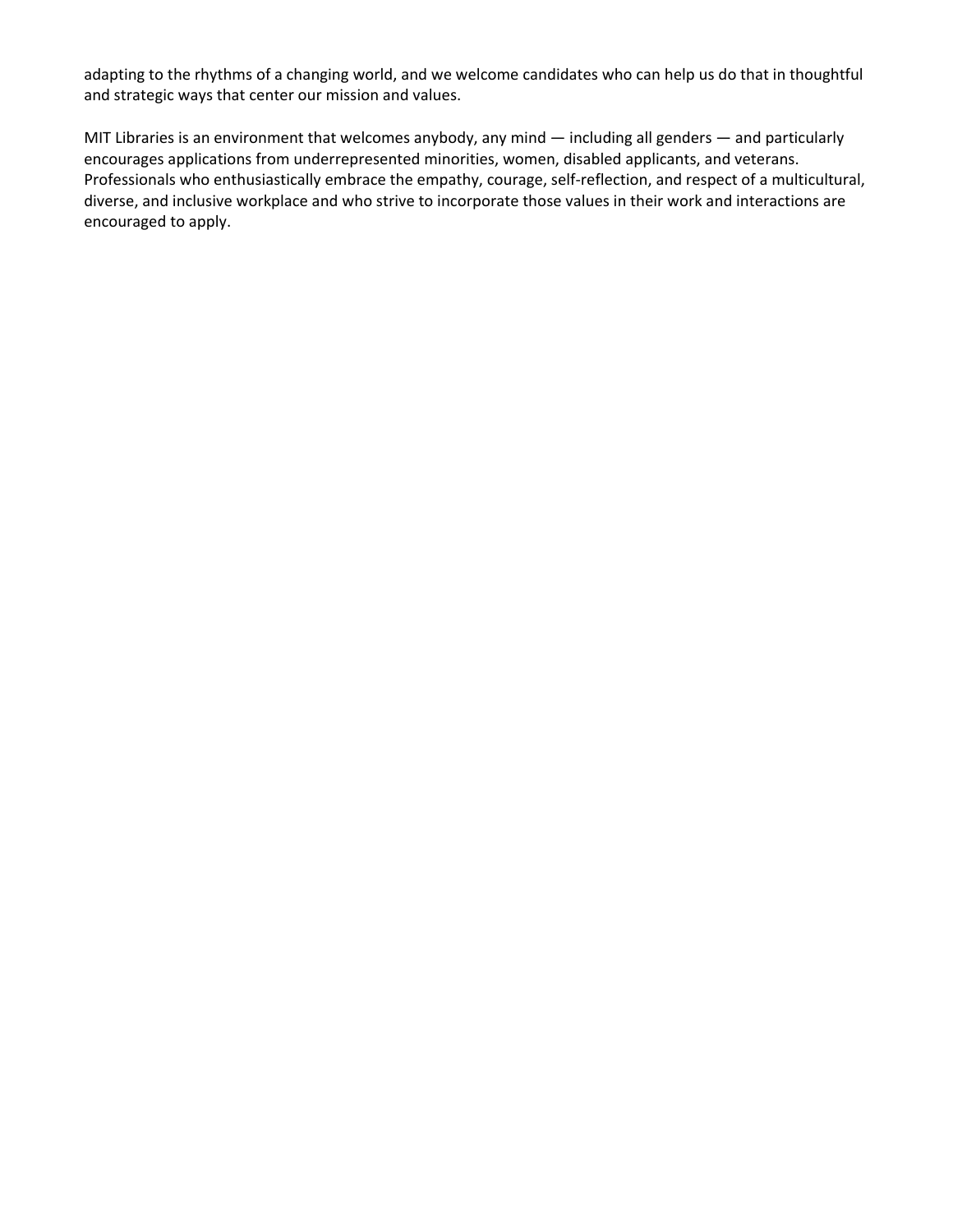adapting to the rhythms of a changing world, and we welcome candidates who can help us do that in thoughtful and strategic ways that center our mission and values.

MIT Libraries is an environment that welcomes anybody, any mind — including all genders — and particularly encourages applications from underrepresented minorities, women, disabled applicants, and veterans. Professionals who enthusiastically embrace the empathy, courage, self-reflection, and respect of a multicultural, diverse, and inclusive workplace and who strive to incorporate those values in their work and interactions are encouraged to apply.